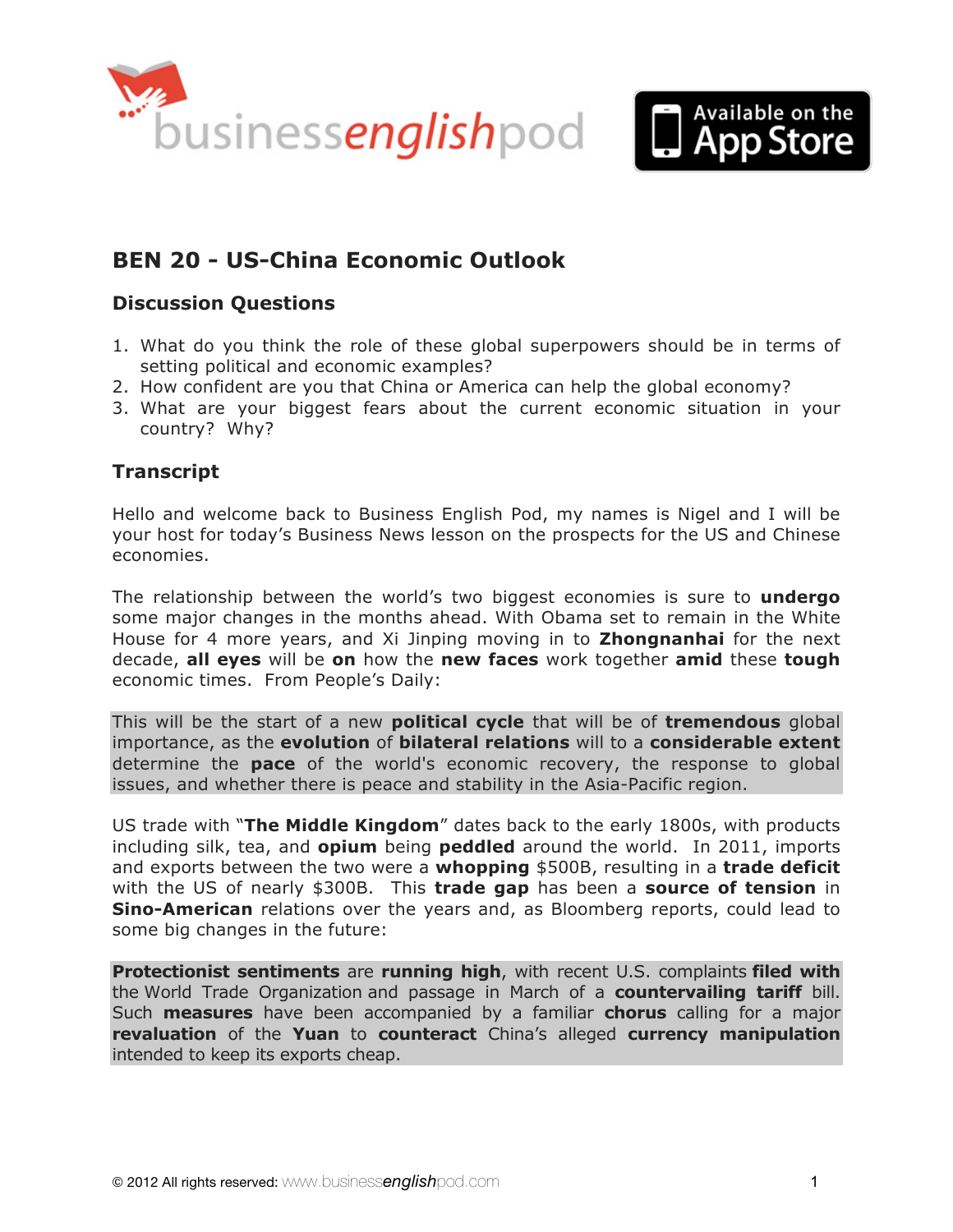# BEN 20 - US-China Economic Outlook

## Discussion Questions

1. What do you think the role of these global superpowers should be in terms of setting political and economic examples?
2. How confident are you that China or America can help the global economy?
3. What are your biggest fears about the current economic situation in your country? Why?

## Transcript

Hello and welcome back to Business English Pod, my names is Nigel and I will be your host for today's Business News lesson on the prospects for the US and Chinese economies.

The relationship between the world's two biggest economies is sure to **undergo** some major changes in the months ahead. With Obama set to remain in the White House for 4 more years, and Xi Jinping moving in to **Zhongnanhai** for the next decade, **all eyes** will be **on** how the **new faces** work together **amid** these **tough** economic times. From People's Daily:

> This will be the start of a new **political cycle** that will be of **tremendous** global importance, as the **evolution** of **bilateral relations** will to a **considerable extent** determine the **pace** of the world's economic recovery, the response to global issues, and whether there is peace and stability in the Asia-Pacific region.

US trade with "**The Middle Kingdom**" dates back to the early 1800s, with products including silk, tea, and **opium** being **peddled** around the world. In 2011, imports and exports between the two were a **whopping** $500B, resulting in a **trade deficit** with the US of nearly $300B. This **trade gap** has been a **source of tension** in **Sino-American** relations over the years and, as Bloomberg reports, could lead to some big changes in the future:

> **Protectionist sentiments** are **running high**, with recent U.S. complaints **filed with** the World Trade Organization and passage in March of a **countervailing tariff** bill. Such **measures** have been accompanied by a familiar **chorus** calling for a major **revaluation** of the **Yuan** to **counteract** China's alleged **currency manipulation** intended to keep its exports cheap.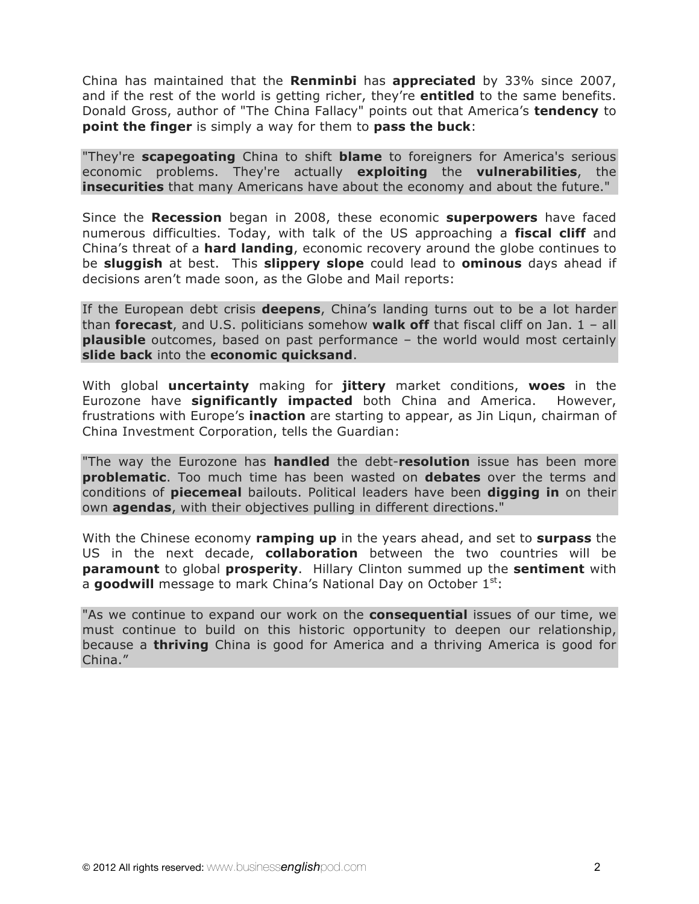China has maintained that the **Renminbi** has **appreciated** by 33% since 2007, and if the rest of the world is getting richer, they're **entitled** to the same benefits. Donald Gross, author of "The China Fallacy" points out that America's **tendency** to **point the finger** is simply a way for them to **pass the buck**:

> "They're **scapegoating** China to shift **blame** to foreigners for America's serious economic problems. They're actually **exploiting** the **vulnerabilities**, the **insecurities** that many Americans have about the economy and about the future."

Since the **Recession** began in 2008, these economic **superpowers** have faced numerous difficulties. Today, with talk of the US approaching a **fiscal cliff** and China's threat of a **hard landing**, economic recovery around the globe continues to be **sluggish** at best. This **slippery slope** could lead to **ominous** days ahead if decisions aren't made soon, as the Globe and Mail reports:

> If the European debt crisis **deepens**, China's landing turns out to be a lot harder than **forecast**, and U.S. politicians somehow **walk off** that fiscal cliff on Jan. 1 – all **plausible** outcomes, based on past performance – the world would most certainly **slide back** into the **economic quicksand**.

With global **uncertainty** making for **jittery** market conditions, **woes** in the Eurozone have **significantly impacted** both China and America. However, frustrations with Europe's **inaction** are starting to appear, as Jin Liqun, chairman of China Investment Corporation, tells the Guardian:

> "The way the Eurozone has **handled** the debt-**resolution** issue has been more **problematic**. Too much time has been wasted on **debates** over the terms and conditions of **piecemeal** bailouts. Political leaders have been **digging in** on their own **agendas**, with their objectives pulling in different directions."

With the Chinese economy **ramping up** in the years ahead, and set to **surpass** the US in the next decade, **collaboration** between the two countries will be **paramount** to global **prosperity**. Hillary Clinton summed up the **sentiment** with a **goodwill** message to mark China's National Day on October 1st:

> "As we continue to expand our work on the **consequential** issues of our time, we must continue to build on this historic opportunity to deepen our relationship, because a **thriving** China is good for America and a thriving America is good for China."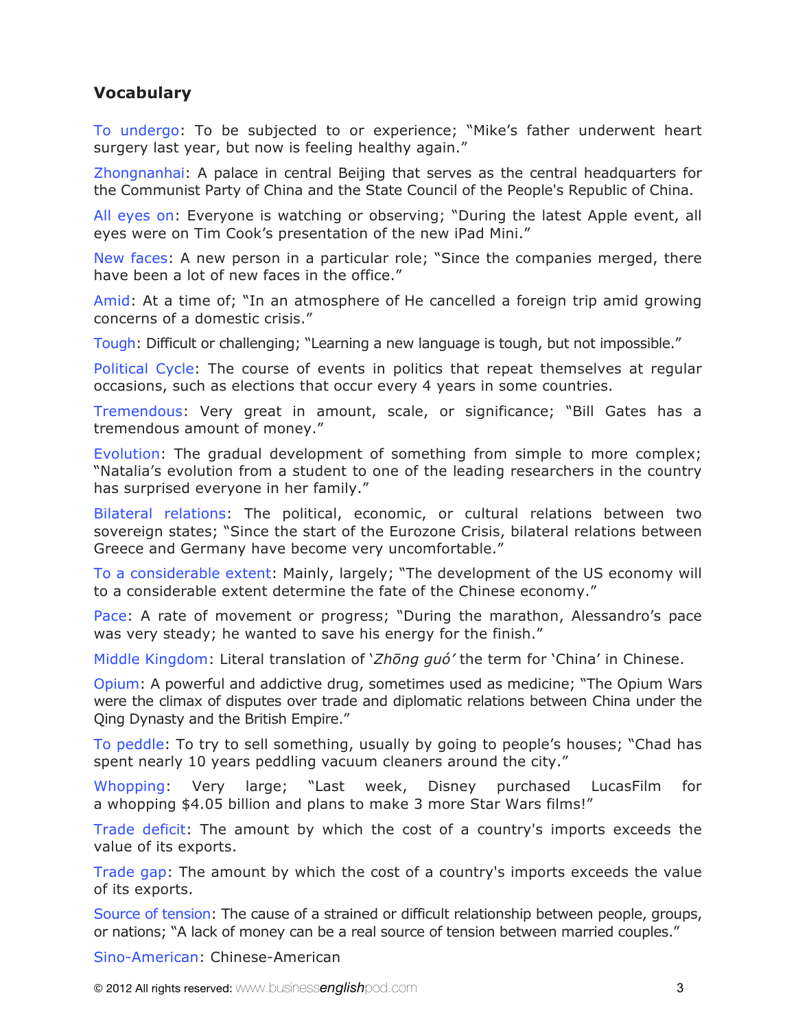## Vocabulary

To undergo: To be subjected to or experience; "Mike's father underwent heart surgery last year, but now is feeling healthy again."

Zhongnanhai: A palace in central Beijing that serves as the central headquarters for the Communist Party of China and the State Council of the People's Republic of China.

All eyes on: Everyone is watching or observing; "During the latest Apple event, all eyes were on Tim Cook's presentation of the new iPad Mini."

New faces: A new person in a particular role; "Since the companies merged, there have been a lot of new faces in the office."

Amid: At a time of; "In an atmosphere of He cancelled a foreign trip amid growing concerns of a domestic crisis."

Tough: Difficult or challenging; "Learning a new language is tough, but not impossible."

Political Cycle: The course of events in politics that repeat themselves at regular occasions, such as elections that occur every 4 years in some countries.

Tremendous: Very great in amount, scale, or significance; "Bill Gates has a tremendous amount of money."

Evolution: The gradual development of something from simple to more complex; "Natalia's evolution from a student to one of the leading researchers in the country has surprised everyone in her family."

Bilateral relations: The political, economic, or cultural relations between two sovereign states; "Since the start of the Eurozone Crisis, bilateral relations between Greece and Germany have become very uncomfortable."

To a considerable extent: Mainly, largely; "The development of the US economy will to a considerable extent determine the fate of the Chinese economy."

Pace: A rate of movement or progress; "During the marathon, Alessandro's pace was very steady; he wanted to save his energy for the finish."

Middle Kingdom: Literal translation of '*Zhōng guó'* the term for 'China' in Chinese.

Opium: A powerful and addictive drug, sometimes used as medicine; "The Opium Wars were the climax of disputes over trade and diplomatic relations between China under the Qing Dynasty and the British Empire."

To peddle: To try to sell something, usually by going to people's houses; "Chad has spent nearly 10 years peddling vacuum cleaners around the city."

Whopping: Very large; "Last week, Disney purchased LucasFilm for a whopping $4.05 billion and plans to make 3 more Star Wars films!"

Trade deficit: The amount by which the cost of a country's imports exceeds the value of its exports.

Trade gap: The amount by which the cost of a country's imports exceeds the value of its exports.

Source of tension: The cause of a strained or difficult relationship between people, groups, or nations; "A lack of money can be a real source of tension between married couples."

Sino-American: Chinese-American

© 2012 All rights reserved: www.businessenglishpod.com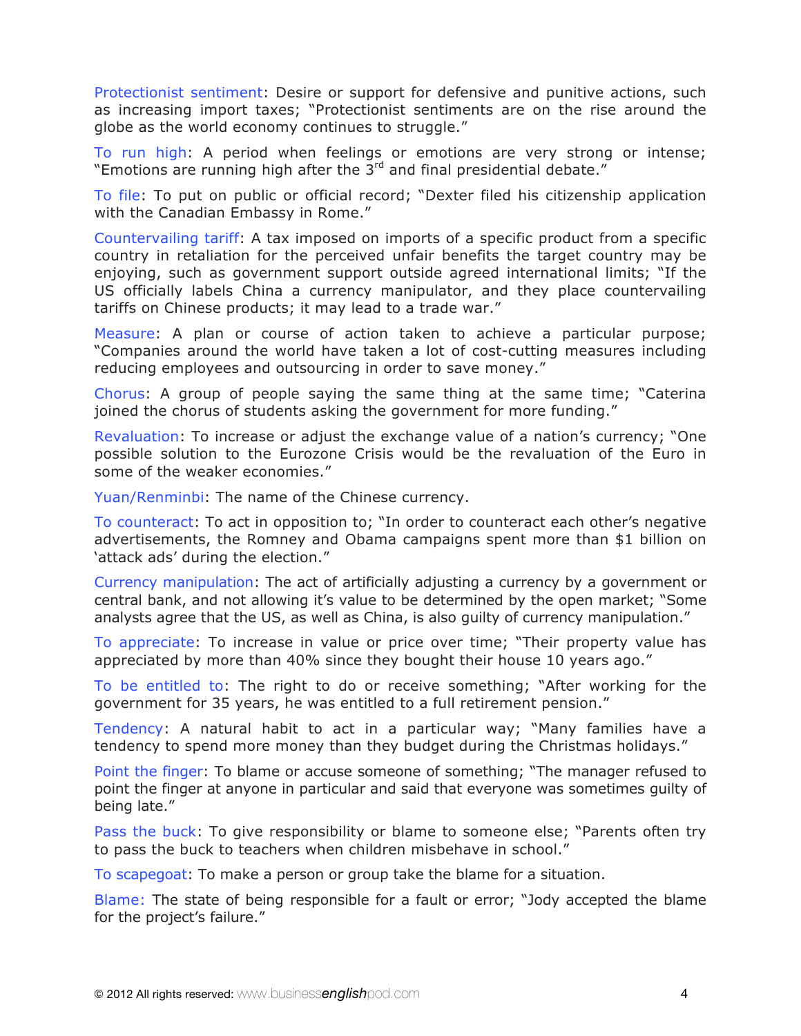Protectionist sentiment: Desire or support for defensive and punitive actions, such as increasing import taxes; "Protectionist sentiments are on the rise around the globe as the world economy continues to struggle."

To run high: A period when feelings or emotions are very strong or intense; "Emotions are running high after the 3rd and final presidential debate."

To file: To put on public or official record; "Dexter filed his citizenship application with the Canadian Embassy in Rome."

Countervailing tariff: A tax imposed on imports of a specific product from a specific country in retaliation for the perceived unfair benefits the target country may be enjoying, such as government support outside agreed international limits; "If the US officially labels China a currency manipulator, and they place countervailing tariffs on Chinese products; it may lead to a trade war."

Measure: A plan or course of action taken to achieve a particular purpose; "Companies around the world have taken a lot of cost-cutting measures including reducing employees and outsourcing in order to save money."

Chorus: A group of people saying the same thing at the same time; "Caterina joined the chorus of students asking the government for more funding."

Revaluation: To increase or adjust the exchange value of a nation's currency; "One possible solution to the Eurozone Crisis would be the revaluation of the Euro in some of the weaker economies."

Yuan/Renminbi: The name of the Chinese currency.

To counteract: To act in opposition to; "In order to counteract each other's negative advertisements, the Romney and Obama campaigns spent more than $1 billion on 'attack ads' during the election."

Currency manipulation: The act of artificially adjusting a currency by a government or central bank, and not allowing it's value to be determined by the open market; "Some analysts agree that the US, as well as China, is also guilty of currency manipulation."

To appreciate: To increase in value or price over time; "Their property value has appreciated by more than 40% since they bought their house 10 years ago."

To be entitled to: The right to do or receive something; "After working for the government for 35 years, he was entitled to a full retirement pension."

Tendency: A natural habit to act in a particular way; "Many families have a tendency to spend more money than they budget during the Christmas holidays."

Point the finger: To blame or accuse someone of something; "The manager refused to point the finger at anyone in particular and said that everyone was sometimes guilty of being late."

Pass the buck: To give responsibility or blame to someone else; "Parents often try to pass the buck to teachers when children misbehave in school."

To scapegoat: To make a person or group take the blame for a situation.

Blame: The state of being responsible for a fault or error; "Jody accepted the blame for the project's failure."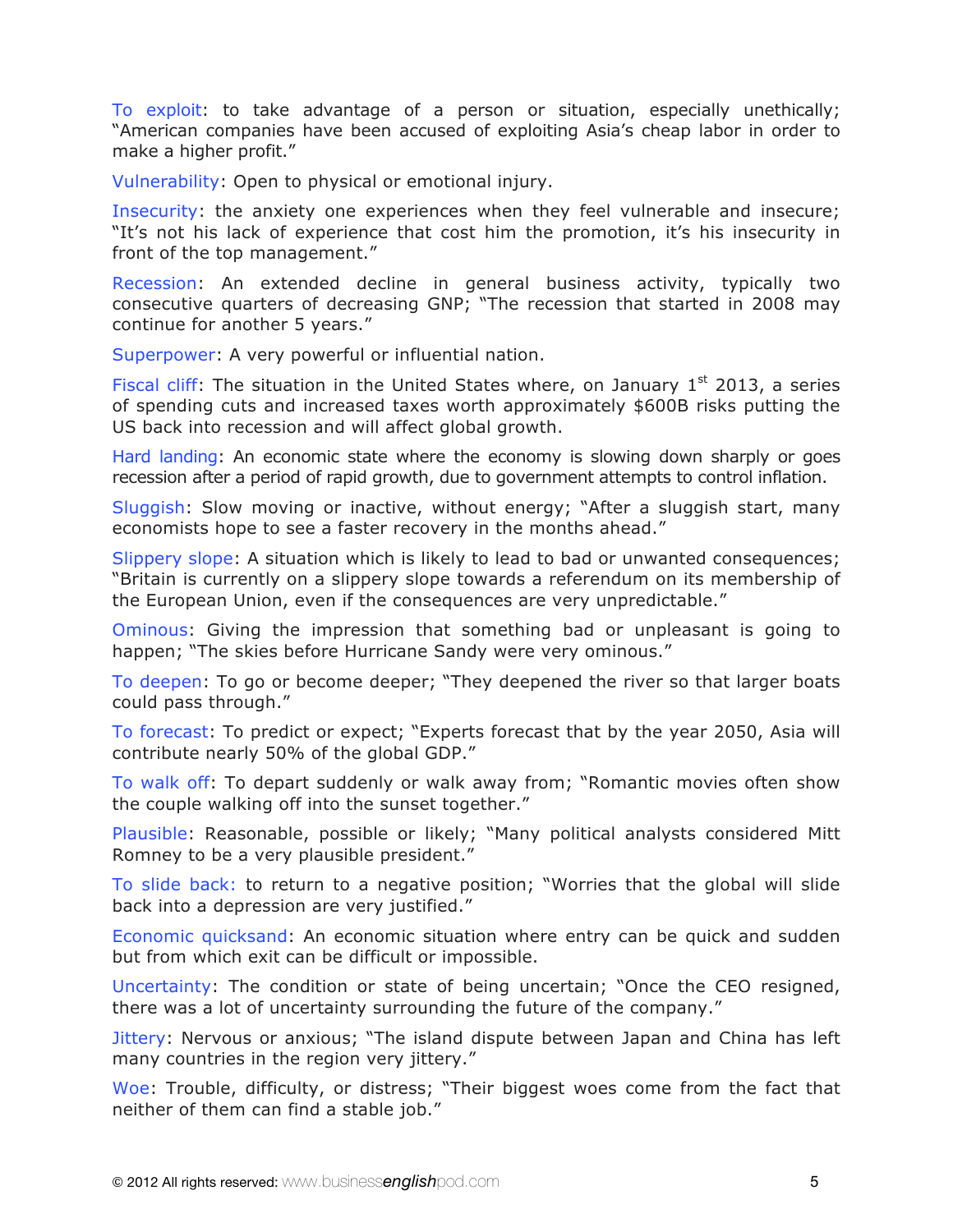To exploit: to take advantage of a person or situation, especially unethically; "American companies have been accused of exploiting Asia's cheap labor in order to make a higher profit."

Vulnerability: Open to physical or emotional injury.

Insecurity: the anxiety one experiences when they feel vulnerable and insecure; "It's not his lack of experience that cost him the promotion, it's his insecurity in front of the top management."

Recession: An extended decline in general business activity, typically two consecutive quarters of decreasing GNP; "The recession that started in 2008 may continue for another 5 years."

Superpower: A very powerful or influential nation.

Fiscal cliff: The situation in the United States where, on January 1st 2013, a series of spending cuts and increased taxes worth approximately $600B risks putting the US back into recession and will affect global growth.

Hard landing: An economic state where the economy is slowing down sharply or goes recession after a period of rapid growth, due to government attempts to control inflation.

Sluggish: Slow moving or inactive, without energy; "After a sluggish start, many economists hope to see a faster recovery in the months ahead."

Slippery slope: A situation which is likely to lead to bad or unwanted consequences; "Britain is currently on a slippery slope towards a referendum on its membership of the European Union, even if the consequences are very unpredictable."

Ominous: Giving the impression that something bad or unpleasant is going to happen; "The skies before Hurricane Sandy were very ominous."

To deepen: To go or become deeper; "They deepened the river so that larger boats could pass through."

To forecast: To predict or expect; "Experts forecast that by the year 2050, Asia will contribute nearly 50% of the global GDP."

To walk off: To depart suddenly or walk away from; "Romantic movies often show the couple walking off into the sunset together."

Plausible: Reasonable, possible or likely; "Many political analysts considered Mitt Romney to be a very plausible president."

To slide back: to return to a negative position; "Worries that the global will slide back into a depression are very justified."

Economic quicksand: An economic situation where entry can be quick and sudden but from which exit can be difficult or impossible.

Uncertainty: The condition or state of being uncertain; "Once the CEO resigned, there was a lot of uncertainty surrounding the future of the company."

Jittery: Nervous or anxious; "The island dispute between Japan and China has left many countries in the region very jittery."

Woe: Trouble, difficulty, or distress; "Their biggest woes come from the fact that neither of them can find a stable job."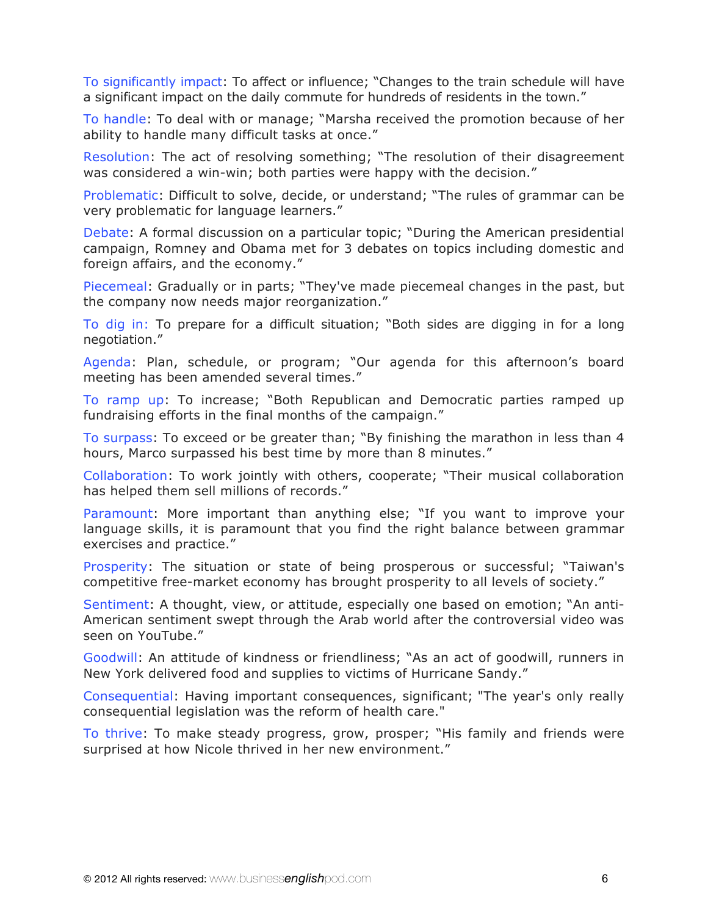To significantly impact: To affect or influence; “Changes to the train schedule will have a significant impact on the daily commute for hundreds of residents in the town.”

To handle: To deal with or manage; “Marsha received the promotion because of her ability to handle many difficult tasks at once.”

Resolution: The act of resolving something; “The resolution of their disagreement was considered a win-win; both parties were happy with the decision.”

Problematic: Difficult to solve, decide, or understand; “The rules of grammar can be very problematic for language learners.”

Debate: A formal discussion on a particular topic; “During the American presidential campaign, Romney and Obama met for 3 debates on topics including domestic and foreign affairs, and the economy.”

Piecemeal: Gradually or in parts; “They've made piecemeal changes in the past, but the company now needs major reorganization.”

To dig in: To prepare for a difficult situation; “Both sides are digging in for a long negotiation.”

Agenda: Plan, schedule, or program; “Our agenda for this afternoon’s board meeting has been amended several times.”

To ramp up: To increase; “Both Republican and Democratic parties ramped up fundraising efforts in the final months of the campaign.”

To surpass: To exceed or be greater than; “By finishing the marathon in less than 4 hours, Marco surpassed his best time by more than 8 minutes.”

Collaboration: To work jointly with others, cooperate; “Their musical collaboration has helped them sell millions of records.”

Paramount: More important than anything else; “If you want to improve your language skills, it is paramount that you find the right balance between grammar exercises and practice.”

Prosperity: The situation or state of being prosperous or successful; “Taiwan's competitive free-market economy has brought prosperity to all levels of society.”

Sentiment: A thought, view, or attitude, especially one based on emotion; “An anti-American sentiment swept through the Arab world after the controversial video was seen on YouTube.”

Goodwill: An attitude of kindness or friendliness; “As an act of goodwill, runners in New York delivered food and supplies to victims of Hurricane Sandy.”

Consequential: Having important consequences, significant; "The year's only really consequential legislation was the reform of health care."

To thrive: To make steady progress, grow, prosper; “His family and friends were surprised at how Nicole thrived in her new environment.”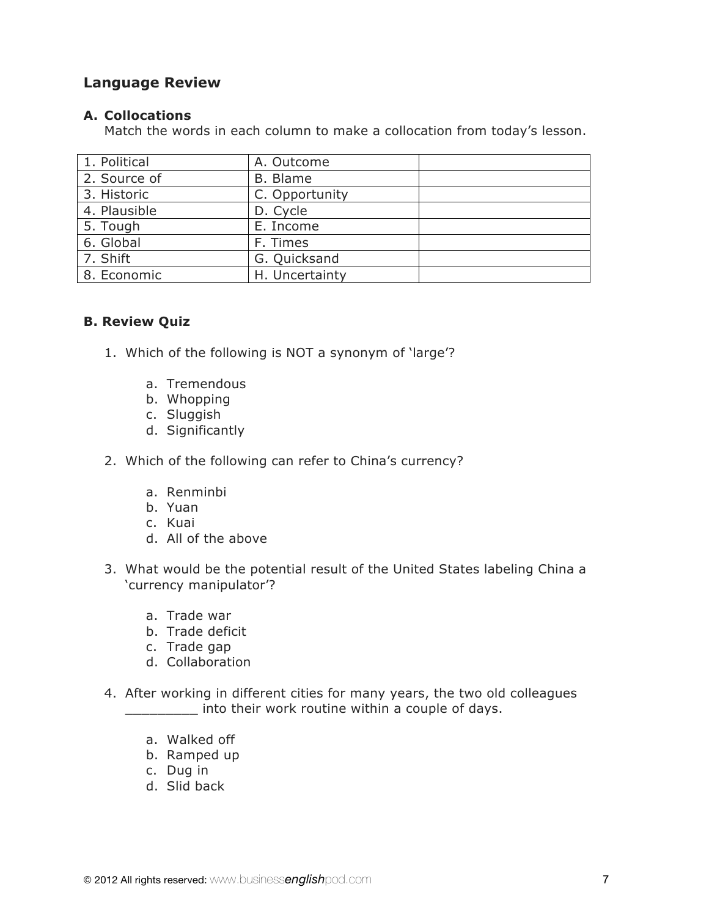## Language Review

### A. Collocations

Match the words in each column to make a collocation from today's lesson.

| | | |
|---|---|---|
| 1. Political | A. Outcome | |
| 2. Source of | B. Blame | |
| 3. Historic | C. Opportunity | |
| 4. Plausible | D. Cycle | |
| 5. Tough | E. Income | |
| 6. Global | F. Times | |
| 7. Shift | G. Quicksand | |
| 8. Economic | H. Uncertainty | |

### B. Review Quiz

1. Which of the following is NOT a synonym of 'large'?

   a. Tremendous
   b. Whopping
   c. Sluggish
   d. Significantly

2. Which of the following can refer to China's currency?

   a. Renminbi
   b. Yuan
   c. Kuai
   d. All of the above

3. What would be the potential result of the United States labeling China a 'currency manipulator'?

   a. Trade war
   b. Trade deficit
   c. Trade gap
   d. Collaboration

4. After working in different cities for many years, the two old colleagues _________ into their work routine within a couple of days.

   a. Walked off
   b. Ramped up
   c. Dug in
   d. Slid back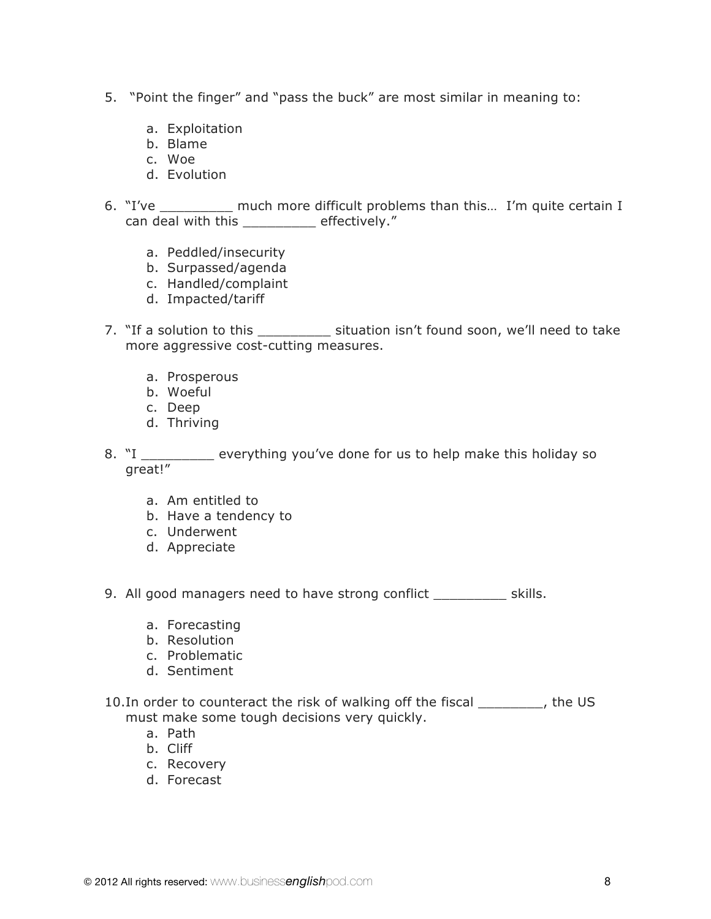5. "Point the finger" and "pass the buck" are most similar in meaning to:

    a. Exploitation
    b. Blame
    c. Woe
    d. Evolution

6. "I've _________ much more difficult problems than this… I'm quite certain I can deal with this _________ effectively."

    a. Peddled/insecurity
    b. Surpassed/agenda
    c. Handled/complaint
    d. Impacted/tariff

7. "If a solution to this _________ situation isn't found soon, we'll need to take more aggressive cost-cutting measures.

    a. Prosperous
    b. Woeful
    c. Deep
    d. Thriving

8. "I _________ everything you've done for us to help make this holiday so great!"

    a. Am entitled to
    b. Have a tendency to
    c. Underwent
    d. Appreciate

9. All good managers need to have strong conflict _________ skills.

    a. Forecasting
    b. Resolution
    c. Problematic
    d. Sentiment

10. In order to counteract the risk of walking off the fiscal ________, the US must make some tough decisions very quickly.

    a. Path
    b. Cliff
    c. Recovery
    d. Forecast

© 2012 All rights reserved: www.businessenglishpod.com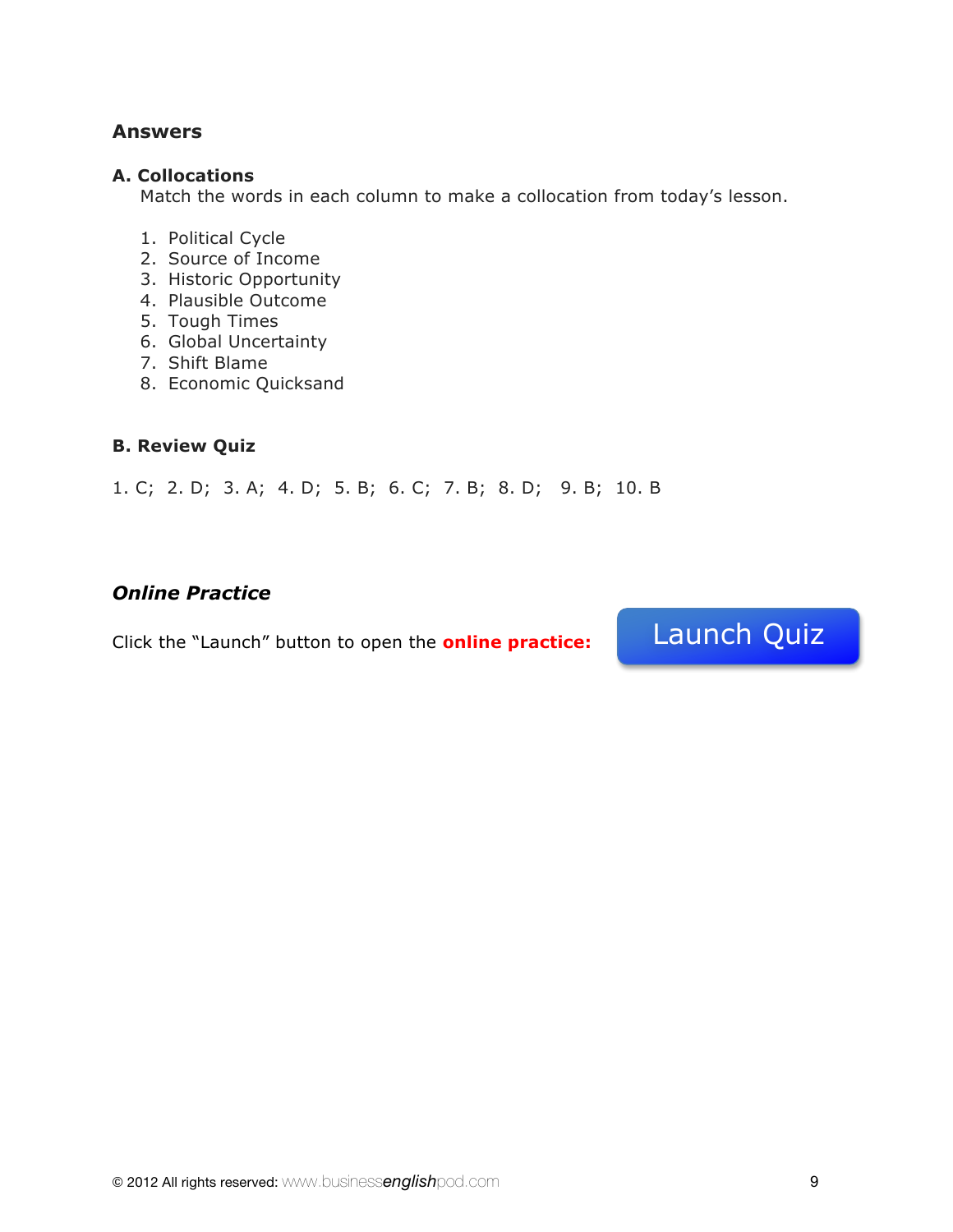## Answers

### A. Collocations

Match the words in each column to make a collocation from today's lesson.

1. Political Cycle
2. Source of Income
3. Historic Opportunity
4. Plausible Outcome
5. Tough Times
6. Global Uncertainty
7. Shift Blame
8. Economic Quicksand

### B. Review Quiz

1. C; 2. D; 3. A; 4. D; 5. B; 6. C; 7. B; 8. D; 9. B; 10. B

### *Online Practice*

Click the "Launch" button to open the **online practice:** Launch Quiz

© 2012 All rights reserved: www.businessenglishpod.com